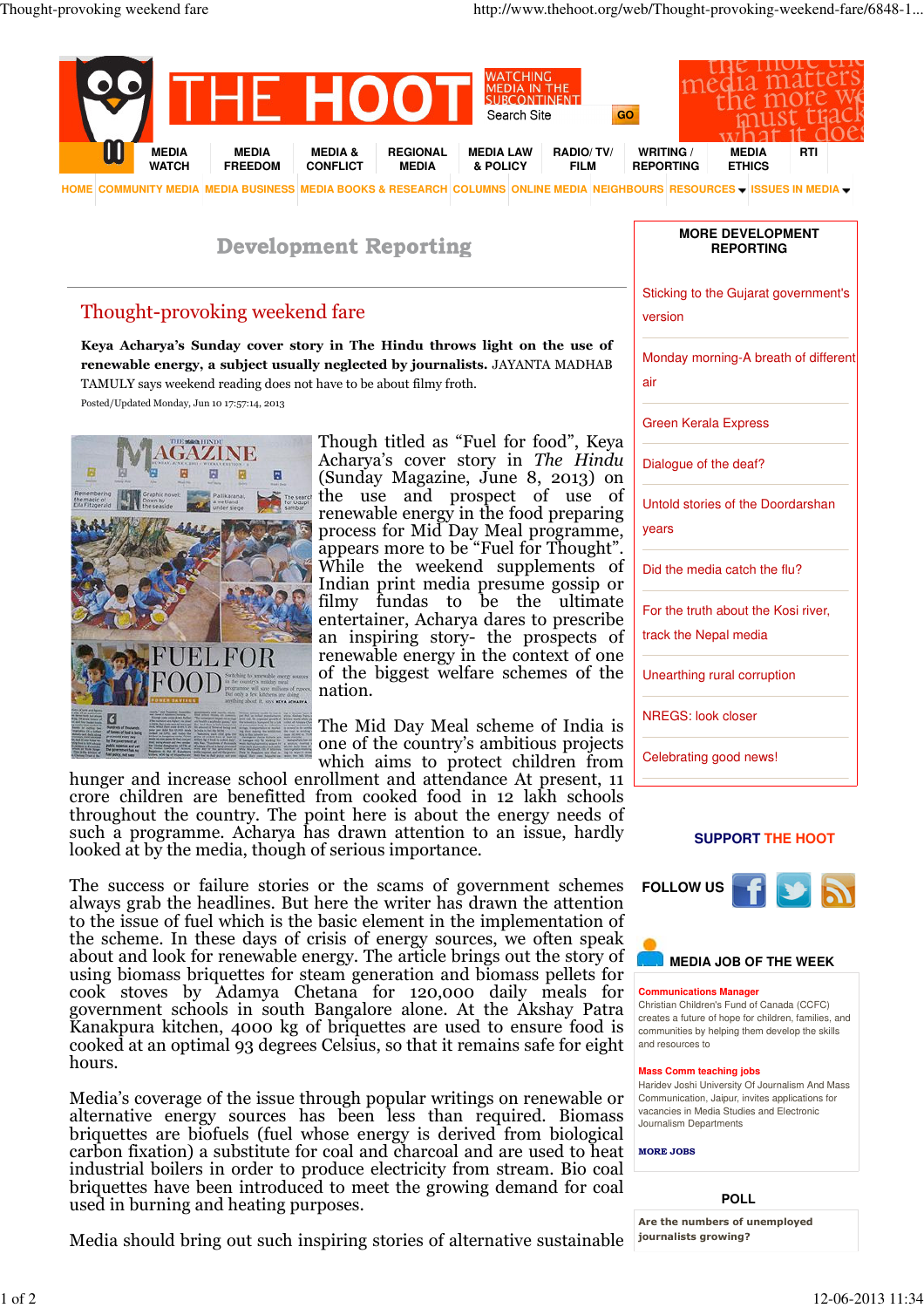# Development Reporting

## Thought-provoking weekend fare

**Keya Acharya's Sunday cover story in The Hindu throws light on the use of renewable energy, a subject usually neglected by journalists.** JAYANTA MADHAB TAMULY says weekend reading does not have to be about filmy froth.

Posted/Updated Monday, Jun 10 17:57:14, 2013

Though titled as "Fuel for food", Keya Acharya's cover story in *The Hindu* (Sunday Magazine, June 8, 2013) on the use and prospect of use of renewable energy in the food preparing process for Mid Day Meal programme, appears more to be "Fuel for Thought". While the weekend supplements of Indian print media presume gossip or filmy fundas to be the ultimate entertainer, Acharya dares to prescribe an inspiring story- the prospects of renewable energy in the context of one of the biggest welfare schemes of the nation.

The Mid Day Meal scheme of India is one of the country's ambitious projects which aims to protect children from hunger and increase school enrollment and attendance At present, 11 crore children are benefitted from cooked food in 12 lakh schools throughout the country. The point here is about the energy needs of such a programme. Acharya has drawn attention to an issue, hardly looked at by the media, though of serious importance.

The success or failure stories or the scams of government schemes always grab the headlines. But here the writer has drawn the attention to the issue of fuel which is the basic element in the implementation of the scheme. In these days of crisis of energy sources, we often speak about and look for renewable energy. The article brings out the story of using biomass briquettes for steam generation and biomass pellets for cook stoves by Adamya Chetana for 120,000 daily meals for government schools in south Bangalore alone. At the Akshay Patra Kanakpura kitchen, 4000 kg of briquettes are used to ensure food is cooked at an optimal 93 degrees Celsius, so that it remains safe for eight hours.

Media's coverage of the issue through popular writings on renewable or alternative energy sources has been less than required. Biomass briquettes are biofuels (fuel whose energy is derived from biological carbon fixation) a substitute for coal and charcoal and are used to heat industrial boilers in order to produce electricity from stream. Bio coal briquettes have been introduced to meet the growing demand for coal used in burning and heating purposes.

Media should bring out such inspiring stories of alternative sustainable

### MORE DEVELOPMENT REPORTING

- Sticking to the Gujarat government's version
- Monday morning-A breath of different air
- Green Kerala Express
- Dialogue of the deaf?
- Untold stories of the Doordarshan years
- Did the media catch the flu?
- For the truth about the Kosi river, track the Nepal media
- Unearthing rural corruption
- NREGS: look closer
- Celebrating good news!

**SUPPORT THE HOOT**

**FOLLOW US**

### MEDIA JOB OF THE WEEK

**Communications Manager**
Christian Children's Fund of Canada (CCFC) creates a future of hope for children, families, and communities by helping them develop the skills and resources to

**Mass Comm teaching jobs**
Haridev Joshi University Of Journalism And Mass Communication, Jaipur, invites applications for vacancies in Media Studies and Electronic Journalism Departments

MORE JOBS

### POLL

**Are the numbers of unemployed journalists growing?**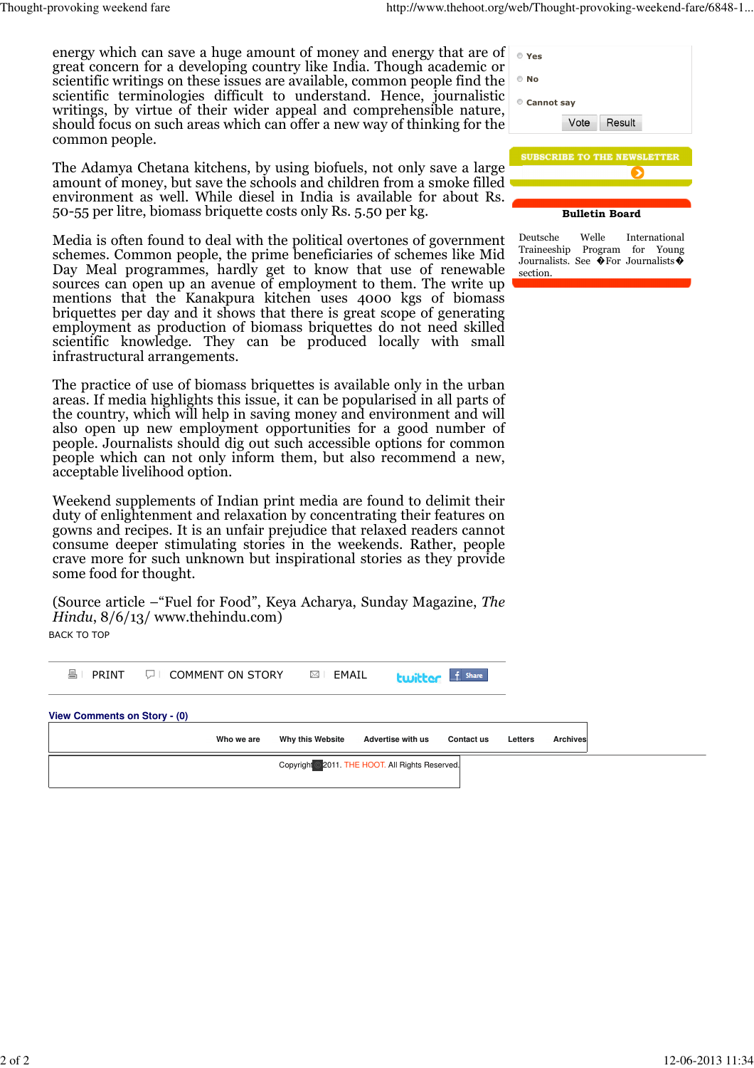energy which can save a huge amount of money and energy that are of great concern for a developing country like India. Though academic or scientific writings on these issues are available, common people find the scientific terminologies difficult to understand. Hence, journalistic writings, by virtue of their wider appeal and comprehensible nature, should focus on such areas which can offer a new way of thinking for the common people.

The Adamya Chetana kitchens, by using biofuels, not only save a large amount of money, but save the schools and children from a smoke filled environment as well. While diesel in India is available for about Rs. 50-55 per litre, biomass briquette costs only Rs. 5.50 per kg.

Media is often found to deal with the political overtones of government schemes. Common people, the prime beneficiaries of schemes like Mid Day Meal programmes, hardly get to know that use of renewable sources can open up an avenue of employment to them. The write up mentions that the Kanakpura kitchen uses 4000 kgs of biomass briquettes per day and it shows that there is great scope of generating employment as production of biomass briquettes do not need skilled scientific knowledge. They can be produced locally with small infrastructural arrangements.

The practice of use of biomass briquettes is available only in the urban areas. If media highlights this issue, it can be popularised in all parts of the country, which will help in saving money and environment and will also open up new employment opportunities for a good number of people. Journalists should dig out such accessible options for common people which can not only inform them, but also recommend a new, acceptable livelihood option.

Weekend supplements of Indian print media are found to delimit their duty of enlightenment and relaxation by concentrating their features on gowns and recipes. It is an unfair prejudice that relaxed readers cannot consume deeper stimulating stories in the weekends. Rather, people crave more for such unknown but inspirational stories as they provide some food for thought.

(Source article –"Fuel for Food", Keya Acharya, Sunday Magazine, *The Hindu*, 8/6/13/ www.thehindu.com)

BACK TO TOP

PRINT | COMMENT ON STORY | EMAIL

View Comments on Story - (0)

Yes

No

Cannot say

Vote Result

SUBSCRIBE TO THE NEWSLETTER

**Bulletin Board**

Deutsche Welle International Traineeship Program for Young Journalists. See �For Journalists� section.

Who we are | Why this Website | Advertise with us | Contact us | Letters | Archives

Copyright © 2011. THE HOOT. All Rights Reserved.